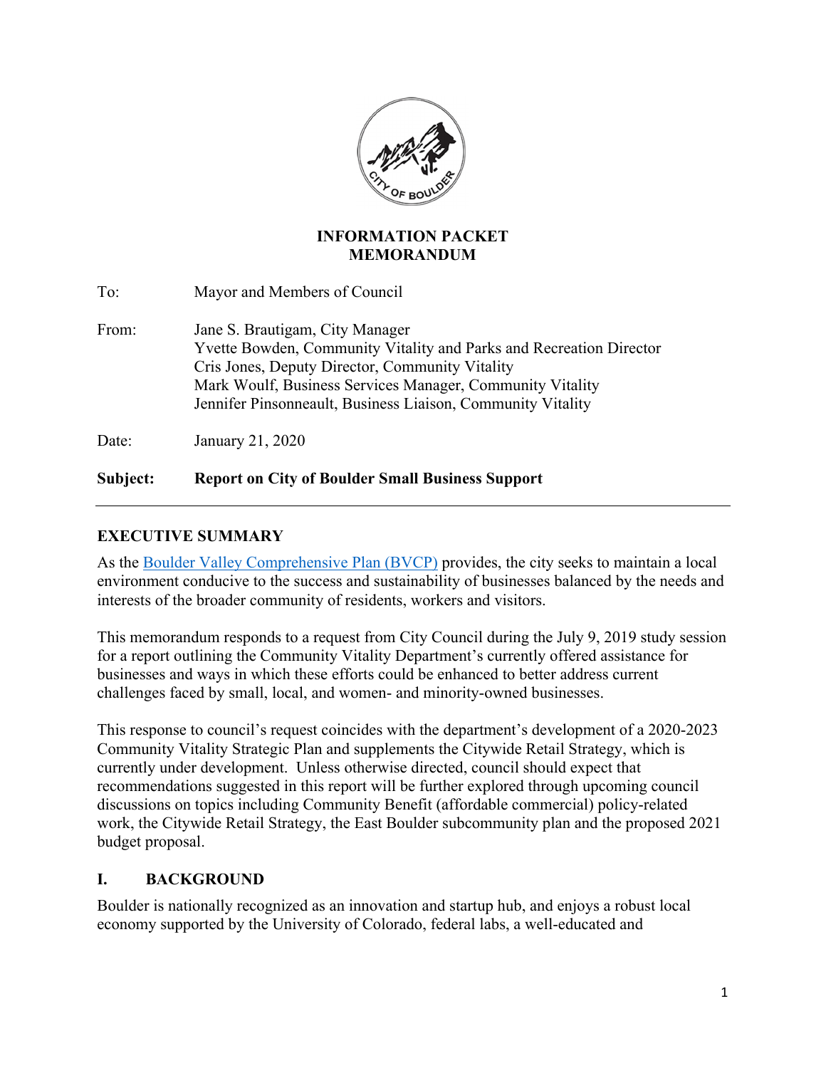**INFORMATION PACKET**
**MEMORANDUM**

To: Mayor and Members of Council

From: Jane S. Brautigam, City Manager
Yvette Bowden, Community Vitality and Parks and Recreation Director
Cris Jones, Deputy Director, Community Vitality
Mark Woulf, Business Services Manager, Community Vitality
Jennifer Pinsonneault, Business Liaison, Community Vitality

Date: January 21, 2020

**Subject: Report on City of Boulder Small Business Support**

---

## EXECUTIVE SUMMARY

As the Boulder Valley Comprehensive Plan (BVCP) provides, the city seeks to maintain a local environment conducive to the success and sustainability of businesses balanced by the needs and interests of the broader community of residents, workers and visitors.

This memorandum responds to a request from City Council during the July 9, 2019 study session for a report outlining the Community Vitality Department's currently offered assistance for businesses and ways in which these efforts could be enhanced to better address current challenges faced by small, local, and women- and minority-owned businesses.

This response to council's request coincides with the department's development of a 2020-2023 Community Vitality Strategic Plan and supplements the Citywide Retail Strategy, which is currently under development. Unless otherwise directed, council should expect that recommendations suggested in this report will be further explored through upcoming council discussions on topics including Community Benefit (affordable commercial) policy-related work, the Citywide Retail Strategy, the East Boulder subcommunity plan and the proposed 2021 budget proposal.

## I. BACKGROUND

Boulder is nationally recognized as an innovation and startup hub, and enjoys a robust local economy supported by the University of Colorado, federal labs, a well-educated and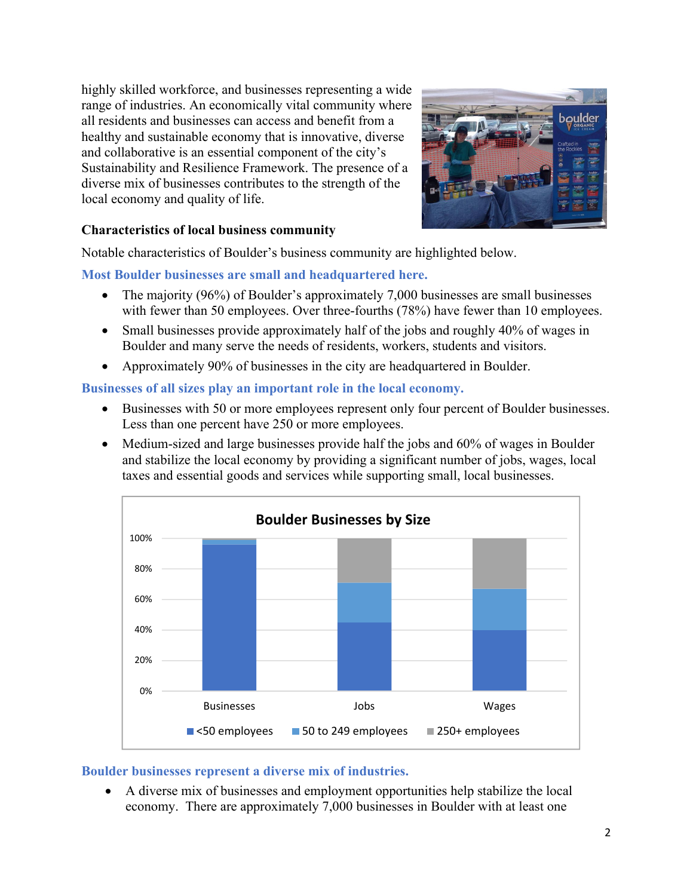highly skilled workforce, and businesses representing a wide range of industries. An economically vital community where all residents and businesses can access and benefit from a healthy and sustainable economy that is innovative, diverse and collaborative is an essential component of the city's Sustainability and Resilience Framework. The presence of a diverse mix of businesses contributes to the strength of the local economy and quality of life.

### Characteristics of local business community

Notable characteristics of Boulder's business community are highlighted below.

#### Most Boulder businesses are small and headquartered here.

- The majority (96%) of Boulder's approximately 7,000 businesses are small businesses with fewer than 50 employees. Over three-fourths (78%) have fewer than 10 employees.
- Small businesses provide approximately half of the jobs and roughly 40% of wages in Boulder and many serve the needs of residents, workers, students and visitors.
- Approximately 90% of businesses in the city are headquartered in Boulder.

#### Businesses of all sizes play an important role in the local economy.

- Businesses with 50 or more employees represent only four percent of Boulder businesses. Less than one percent have 250 or more employees.
- Medium-sized and large businesses provide half the jobs and 60% of wages in Boulder and stabilize the local economy by providing a significant number of jobs, wages, local taxes and essential goods and services while supporting small, local businesses.

**Boulder Businesses by Size**

| | Businesses | Jobs | Wages |
|---|---|---|---|
| <50 employees | ~96% | ~45% | ~40% |
| 50 to 249 employees | ~3% | ~26% | ~27% |
| 250+ employees | <1% | ~29% | ~33% |

#### Boulder businesses represent a diverse mix of industries.

- A diverse mix of businesses and employment opportunities help stabilize the local economy. There are approximately 7,000 businesses in Boulder with at least one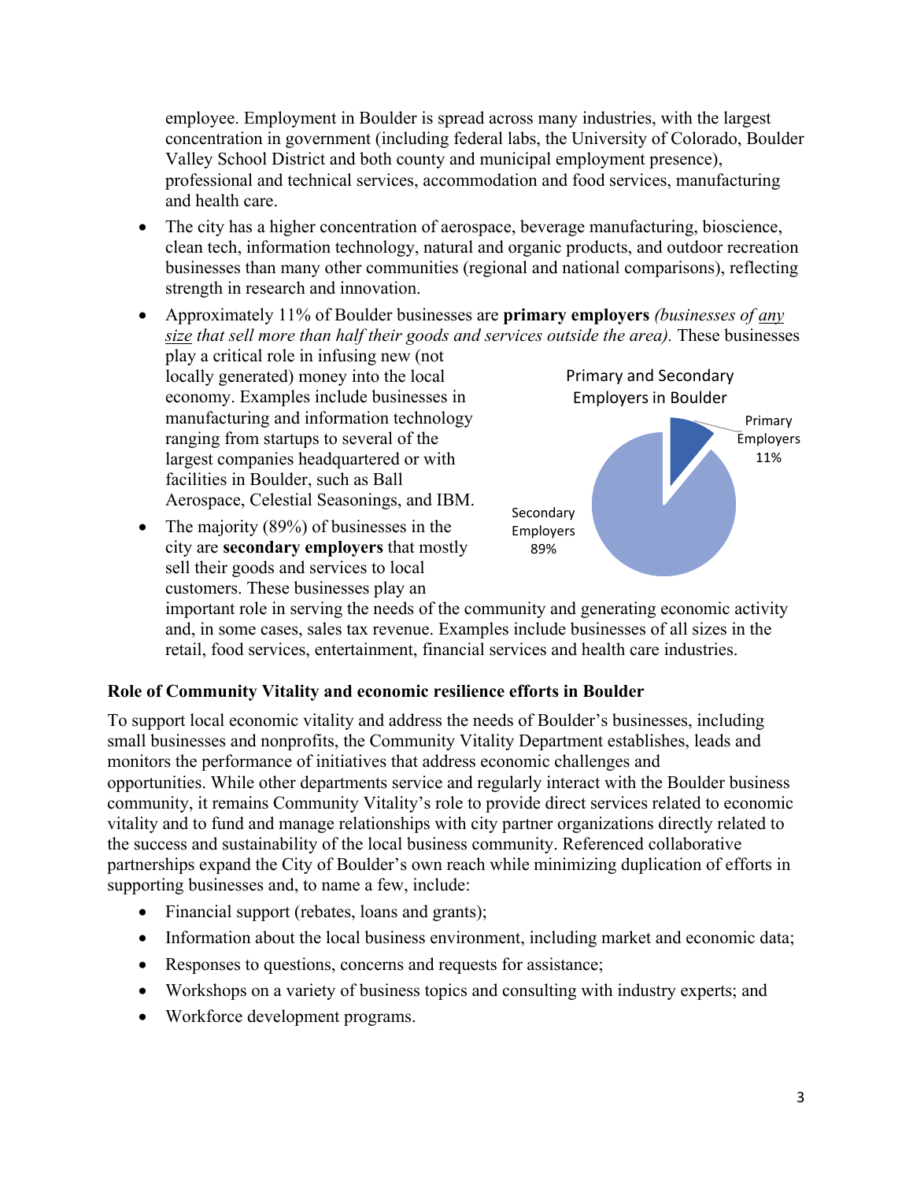employee. Employment in Boulder is spread across many industries, with the largest concentration in government (including federal labs, the University of Colorado, Boulder Valley School District and both county and municipal employment presence), professional and technical services, accommodation and food services, manufacturing and health care.

- The city has a higher concentration of aerospace, beverage manufacturing, bioscience, clean tech, information technology, natural and organic products, and outdoor recreation businesses than many other communities (regional and national comparisons), reflecting strength in research and innovation.
- Approximately 11% of Boulder businesses are **primary employers** *(businesses of* *<u>any size</u>* *that sell more than half their goods and services outside the area).* These businesses play a critical role in infusing new (not locally generated) money into the local economy. Examples include businesses in manufacturing and information technology ranging from startups to several of the largest companies headquartered or with facilities in Boulder, such as Ball Aerospace, Celestial Seasonings, and IBM.
- The majority (89%) of businesses in the city are **secondary employers** that mostly sell their goods and services to local customers. These businesses play an important role in serving the needs of the community and generating economic activity and, in some cases, sales tax revenue. Examples include businesses of all sizes in the retail, food services, entertainment, financial services and health care industries.

Primary and Secondary Employers in Boulder

| Category | Share |
|---|---|
| Primary Employers | 11% |
| Secondary Employers | 89% |

### Role of Community Vitality and economic resilience efforts in Boulder

To support local economic vitality and address the needs of Boulder's businesses, including small businesses and nonprofits, the Community Vitality Department establishes, leads and monitors the performance of initiatives that address economic challenges and opportunities. While other departments service and regularly interact with the Boulder business community, it remains Community Vitality's role to provide direct services related to economic vitality and to fund and manage relationships with city partner organizations directly related to the success and sustainability of the local business community. Referenced collaborative partnerships expand the City of Boulder's own reach while minimizing duplication of efforts in supporting businesses and, to name a few, include:

- Financial support (rebates, loans and grants);
- Information about the local business environment, including market and economic data;
- Responses to questions, concerns and requests for assistance;
- Workshops on a variety of business topics and consulting with industry experts; and
- Workforce development programs.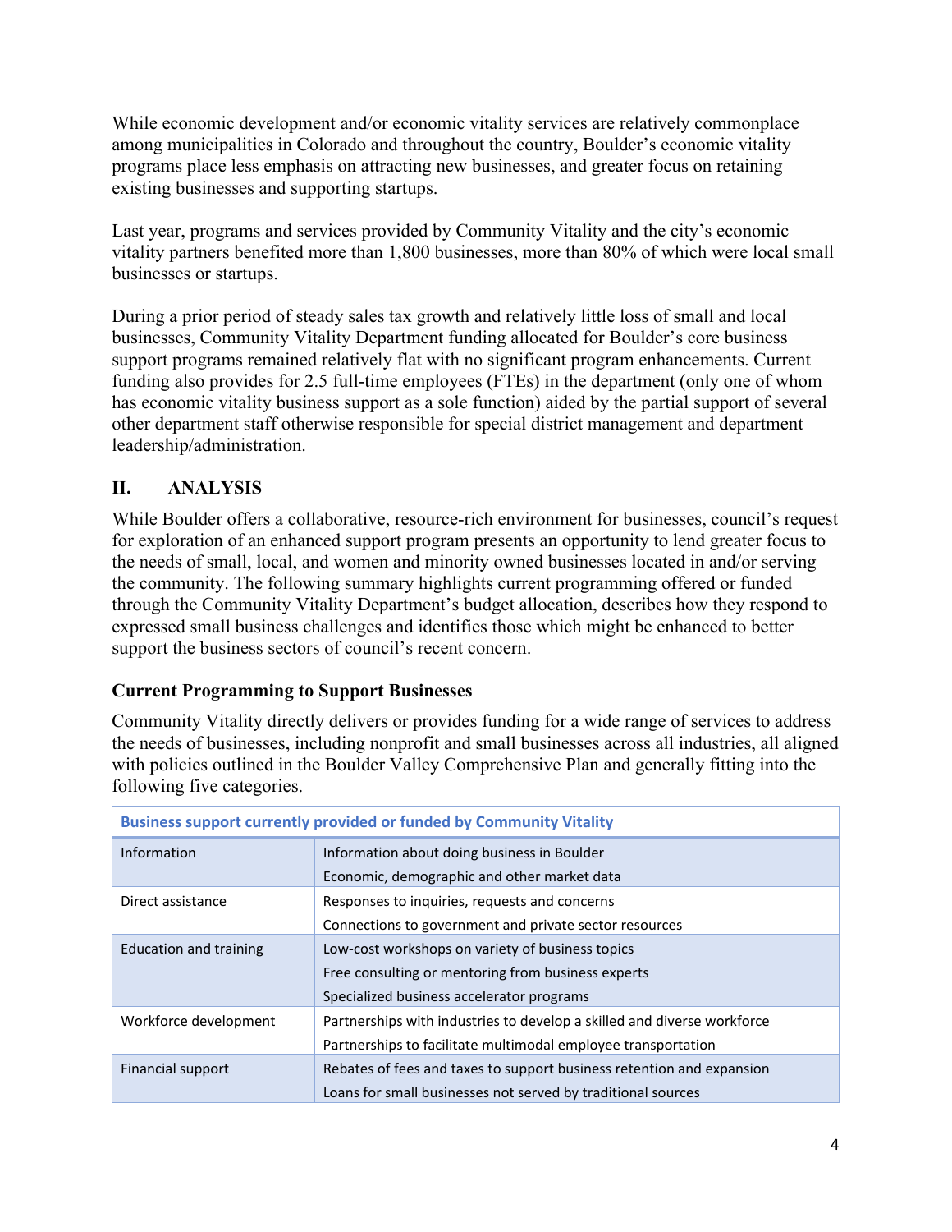While economic development and/or economic vitality services are relatively commonplace among municipalities in Colorado and throughout the country, Boulder's economic vitality programs place less emphasis on attracting new businesses, and greater focus on retaining existing businesses and supporting startups.

Last year, programs and services provided by Community Vitality and the city's economic vitality partners benefited more than 1,800 businesses, more than 80% of which were local small businesses or startups.

During a prior period of steady sales tax growth and relatively little loss of small and local businesses, Community Vitality Department funding allocated for Boulder's core business support programs remained relatively flat with no significant program enhancements. Current funding also provides for 2.5 full-time employees (FTEs) in the department (only one of whom has economic vitality business support as a sole function) aided by the partial support of several other department staff otherwise responsible for special district management and department leadership/administration.

## II. ANALYSIS

While Boulder offers a collaborative, resource-rich environment for businesses, council's request for exploration of an enhanced support program presents an opportunity to lend greater focus to the needs of small, local, and women and minority owned businesses located in and/or serving the community. The following summary highlights current programming offered or funded through the Community Vitality Department's budget allocation, describes how they respond to expressed small business challenges and identifies those which might be enhanced to better support the business sectors of council's recent concern.

### Current Programming to Support Businesses

Community Vitality directly delivers or provides funding for a wide range of services to address the needs of businesses, including nonprofit and small businesses across all industries, all aligned with policies outlined in the Boulder Valley Comprehensive Plan and generally fitting into the following five categories.

| Business support currently provided or funded by Community Vitality | |
|---|---|
| Information | Information about doing business in Boulder<br>Economic, demographic and other market data |
| Direct assistance | Responses to inquiries, requests and concerns<br>Connections to government and private sector resources |
| Education and training | Low-cost workshops on variety of business topics<br>Free consulting or mentoring from business experts<br>Specialized business accelerator programs |
| Workforce development | Partnerships with industries to develop a skilled and diverse workforce<br>Partnerships to facilitate multimodal employee transportation |
| Financial support | Rebates of fees and taxes to support business retention and expansion<br>Loans for small businesses not served by traditional sources |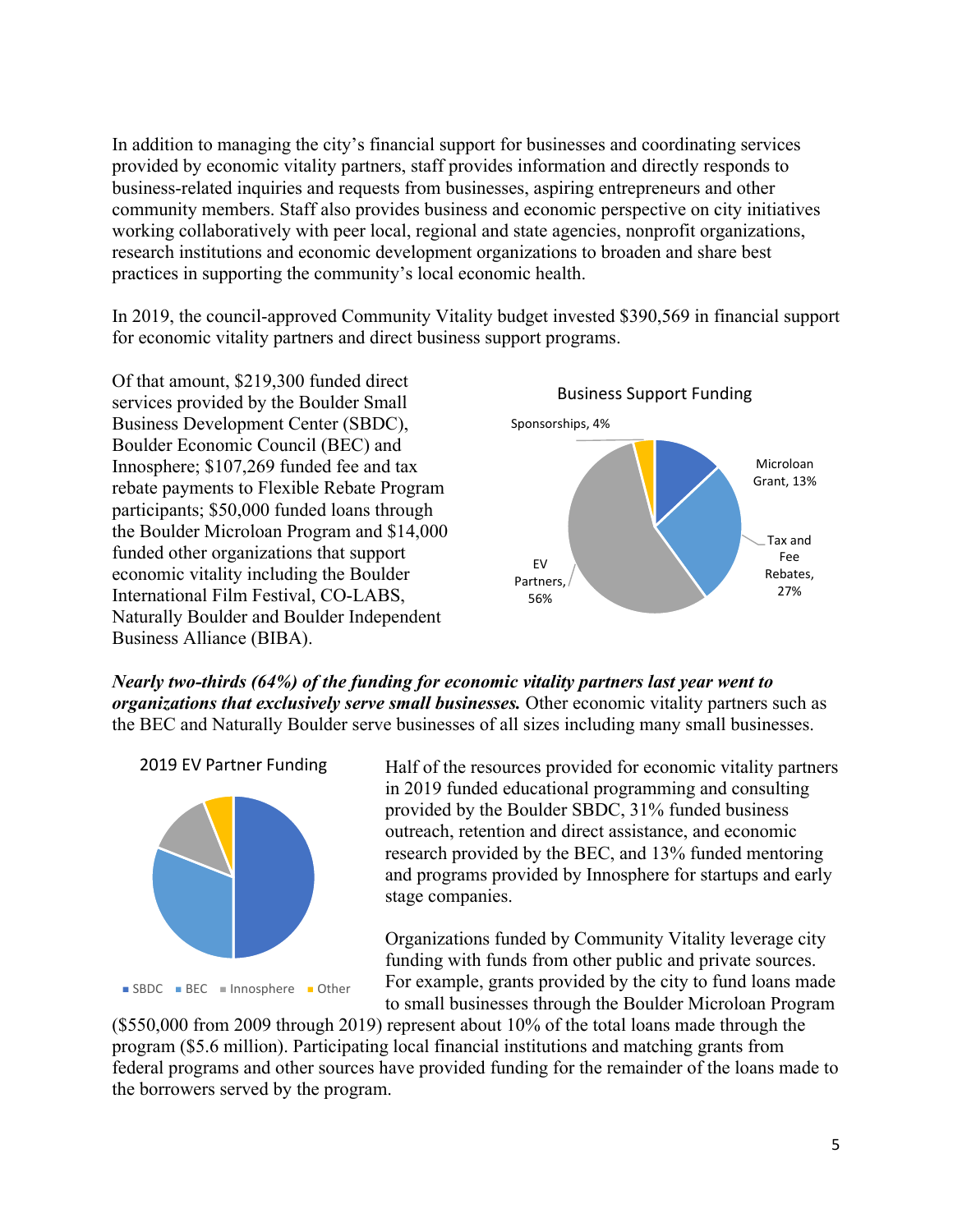In addition to managing the city's financial support for businesses and coordinating services provided by economic vitality partners, staff provides information and directly responds to business-related inquiries and requests from businesses, aspiring entrepreneurs and other community members. Staff also provides business and economic perspective on city initiatives working collaboratively with peer local, regional and state agencies, nonprofit organizations, research institutions and economic development organizations to broaden and share best practices in supporting the community's local economic health.

In 2019, the council-approved Community Vitality budget invested $390,569 in financial support for economic vitality partners and direct business support programs.

Of that amount, $219,300 funded direct services provided by the Boulder Small Business Development Center (SBDC), Boulder Economic Council (BEC) and Innosphere; $107,269 funded fee and tax rebate payments to Flexible Rebate Program participants; $50,000 funded loans through the Boulder Microloan Program and $14,000 funded other organizations that support economic vitality including the Boulder International Film Festival, CO-LABS, Naturally Boulder and Boulder Independent Business Alliance (BIBA).

Business Support Funding

Sponsorships, 4%; Microloan Grant, 13%; Tax and Fee Rebates, 27%; EV Partners, 56%

***Nearly two-thirds (64%) of the funding for economic vitality partners last year went to organizations that exclusively serve small businesses.*** Other economic vitality partners such as the BEC and Naturally Boulder serve businesses of all sizes including many small businesses.

2019 EV Partner Funding

SBDC; BEC; Innosphere; Other

Half of the resources provided for economic vitality partners in 2019 funded educational programming and consulting provided by the Boulder SBDC, 31% funded business outreach, retention and direct assistance, and economic research provided by the BEC, and 13% funded mentoring and programs provided by Innosphere for startups and early stage companies.

Organizations funded by Community Vitality leverage city funding with funds from other public and private sources. For example, grants provided by the city to fund loans made to small businesses through the Boulder Microloan Program ($550,000 from 2009 through 2019) represent about 10% of the total loans made through the program ($5.6 million). Participating local financial institutions and matching grants from federal programs and other sources have provided funding for the remainder of the loans made to the borrowers served by the program.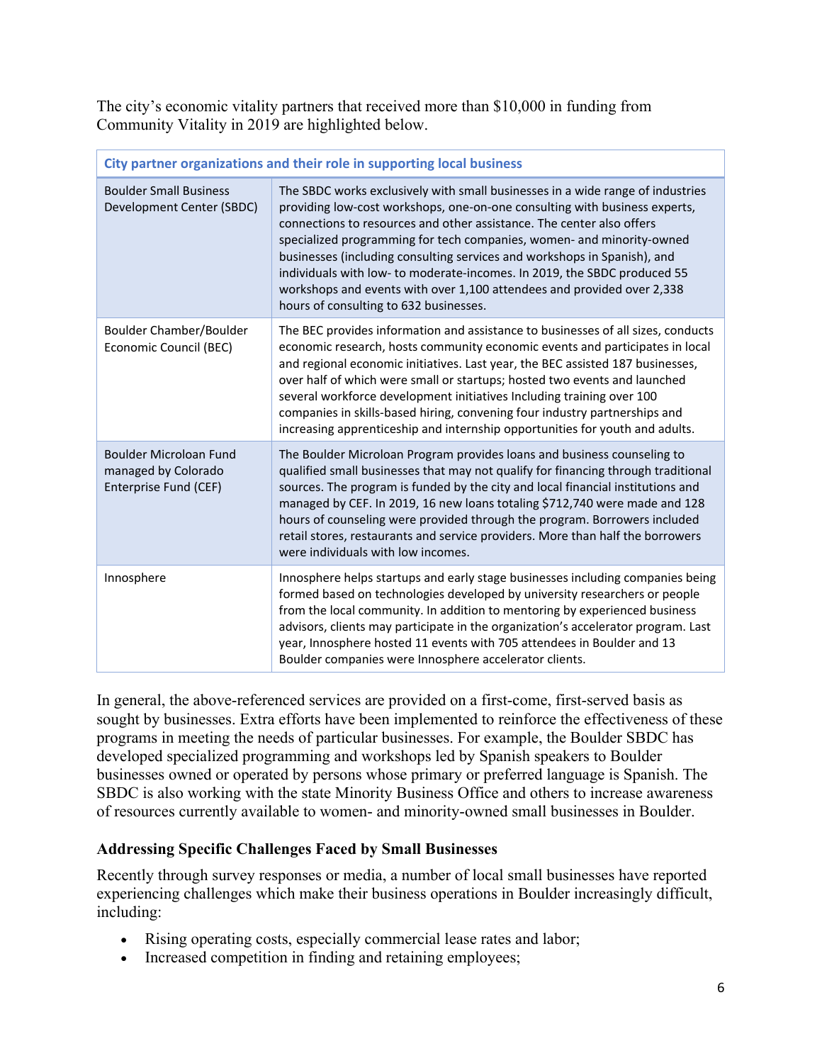The city's economic vitality partners that received more than $10,000 in funding from Community Vitality in 2019 are highlighted below.

| City partner organizations and their role in supporting local business | |
|---|---|
| Boulder Small Business Development Center (SBDC) | The SBDC works exclusively with small businesses in a wide range of industries providing low-cost workshops, one-on-one consulting with business experts, connections to resources and other assistance. The center also offers specialized programming for tech companies, women- and minority-owned businesses (including consulting services and workshops in Spanish), and individuals with low- to moderate-incomes. In 2019, the SBDC produced 55 workshops and events with over 1,100 attendees and provided over 2,338 hours of consulting to 632 businesses. |
| Boulder Chamber/Boulder Economic Council (BEC) | The BEC provides information and assistance to businesses of all sizes, conducts economic research, hosts community economic events and participates in local and regional economic initiatives. Last year, the BEC assisted 187 businesses, over half of which were small or startups; hosted two events and launched several workforce development initiatives Including training over 100 companies in skills-based hiring, convening four industry partnerships and increasing apprenticeship and internship opportunities for youth and adults. |
| Boulder Microloan Fund managed by Colorado Enterprise Fund (CEF) | The Boulder Microloan Program provides loans and business counseling to qualified small businesses that may not qualify for financing through traditional sources. The program is funded by the city and local financial institutions and managed by CEF. In 2019, 16 new loans totaling $712,740 were made and 128 hours of counseling were provided through the program. Borrowers included retail stores, restaurants and service providers. More than half the borrowers were individuals with low incomes. |
| Innosphere | Innosphere helps startups and early stage businesses including companies being formed based on technologies developed by university researchers or people from the local community. In addition to mentoring by experienced business advisors, clients may participate in the organization's accelerator program. Last year, Innosphere hosted 11 events with 705 attendees in Boulder and 13 Boulder companies were Innosphere accelerator clients. |

In general, the above-referenced services are provided on a first-come, first-served basis as sought by businesses. Extra efforts have been implemented to reinforce the effectiveness of these programs in meeting the needs of particular businesses. For example, the Boulder SBDC has developed specialized programming and workshops led by Spanish speakers to Boulder businesses owned or operated by persons whose primary or preferred language is Spanish. The SBDC is also working with the state Minority Business Office and others to increase awareness of resources currently available to women- and minority-owned small businesses in Boulder.

### Addressing Specific Challenges Faced by Small Businesses

Recently through survey responses or media, a number of local small businesses have reported experiencing challenges which make their business operations in Boulder increasingly difficult, including:

- Rising operating costs, especially commercial lease rates and labor;
- Increased competition in finding and retaining employees;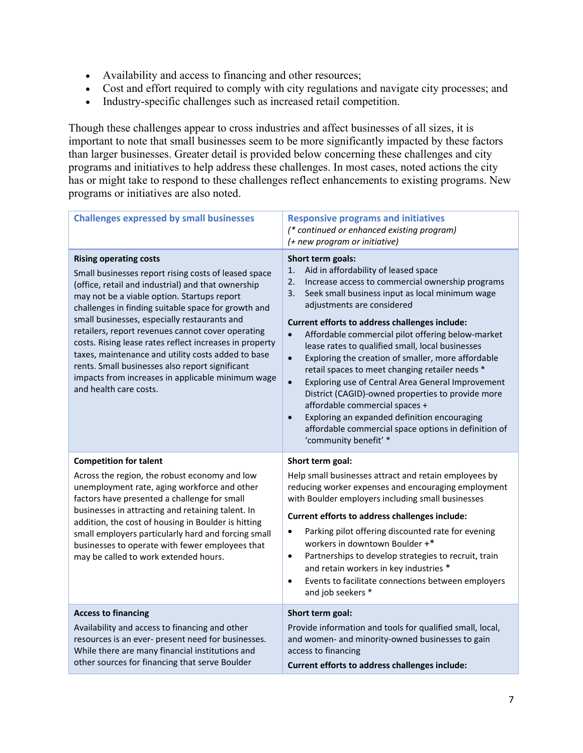- Availability and access to financing and other resources;
- Cost and effort required to comply with city regulations and navigate city processes; and
- Industry-specific challenges such as increased retail competition.

Though these challenges appear to cross industries and affect businesses of all sizes, it is important to note that small businesses seem to be more significantly impacted by these factors than larger businesses. Greater detail is provided below concerning these challenges and city programs and initiatives to help address these challenges. In most cases, noted actions the city has or might take to respond to these challenges reflect enhancements to existing programs. New programs or initiatives are also noted.

| Challenges expressed by small businesses | Responsive programs and initiatives<br>*(\* continued or enhanced existing program)*<br>*(+ new program or initiative)* |
|---|---|
| **Rising operating costs**<br>Small businesses report rising costs of leased space (office, retail and industrial) and that ownership may not be a viable option. Startups report challenges in finding suitable space for growth and small businesses, especially restaurants and retailers, report revenues cannot cover operating costs. Rising lease rates reflect increases in property taxes, maintenance and utility costs added to base rents. Small businesses also report significant impacts from increases in applicable minimum wage and health care costs. | **Short term goals:**<br>1. Aid in affordability of leased space<br>2. Increase access to commercial ownership programs<br>3. Seek small business input as local minimum wage adjustments are considered<br>**Current efforts to address challenges include:**<br>• Affordable commercial pilot offering below-market lease rates to qualified small, local businesses<br>• Exploring the creation of smaller, more affordable retail spaces to meet changing retailer needs *<br>• Exploring use of Central Area General Improvement District (CAGID)-owned properties to provide more affordable commercial spaces +<br>• Exploring an expanded definition encouraging affordable commercial space options in definition of 'community benefit' * |
| **Competition for talent**<br>Across the region, the robust economy and low unemployment rate, aging workforce and other factors have presented a challenge for small businesses in attracting and retaining talent. In addition, the cost of housing in Boulder is hitting small employers particularly hard and forcing small businesses to operate with fewer employees that may be called to work extended hours. | **Short term goal:**<br>Help small businesses attract and retain employees by reducing worker expenses and encouraging employment with Boulder employers including small businesses<br>**Current efforts to address challenges include:**<br>• Parking pilot offering discounted rate for evening workers in downtown Boulder +*<br>• Partnerships to develop strategies to recruit, train and retain workers in key industries *<br>• Events to facilitate connections between employers and job seekers * |
| **Access to financing**<br>Availability and access to financing and other resources is an ever- present need for businesses. While there are many financial institutions and other sources for financing that serve Boulder | **Short term goal:**<br>Provide information and tools for qualified small, local, and women- and minority-owned businesses to gain access to financing<br>**Current efforts to address challenges include:** |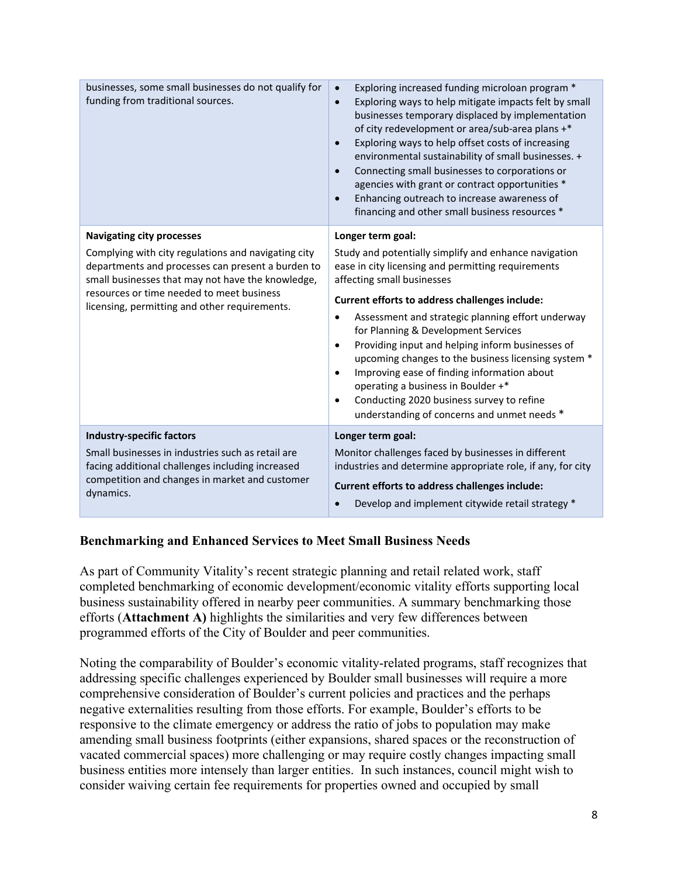| | |
|---|---|
| businesses, some small businesses do not qualify for funding from traditional sources. | • Exploring increased funding microloan program *<br>• Exploring ways to help mitigate impacts felt by small businesses temporary displaced by implementation of city redevelopment or area/sub-area plans +*<br>• Exploring ways to help offset costs of increasing environmental sustainability of small businesses. +<br>• Connecting small businesses to corporations or agencies with grant or contract opportunities *<br>• Enhancing outreach to increase awareness of financing and other small business resources * |
| **Navigating city processes**<br><br>Complying with city regulations and navigating city departments and processes can present a burden to small businesses that may not have the knowledge, resources or time needed to meet business licensing, permitting and other requirements. | **Longer term goal:**<br><br>Study and potentially simplify and enhance navigation ease in city licensing and permitting requirements affecting small businesses<br><br>**Current efforts to address challenges include:**<br><br>• Assessment and strategic planning effort underway for Planning & Development Services<br>• Providing input and helping inform businesses of upcoming changes to the business licensing system *<br>• Improving ease of finding information about operating a business in Boulder +*<br>• Conducting 2020 business survey to refine understanding of concerns and unmet needs * |
| **Industry-specific factors**<br><br>Small businesses in industries such as retail are facing additional challenges including increased competition and changes in market and customer dynamics. | **Longer term goal:**<br><br>Monitor challenges faced by businesses in different industries and determine appropriate role, if any, for city<br><br>**Current efforts to address challenges include:**<br><br>• Develop and implement citywide retail strategy * |

## Benchmarking and Enhanced Services to Meet Small Business Needs

As part of Community Vitality's recent strategic planning and retail related work, staff completed benchmarking of economic development/economic vitality efforts supporting local business sustainability offered in nearby peer communities. A summary benchmarking those efforts (**Attachment A)** highlights the similarities and very few differences between programmed efforts of the City of Boulder and peer communities.

Noting the comparability of Boulder's economic vitality-related programs, staff recognizes that addressing specific challenges experienced by Boulder small businesses will require a more comprehensive consideration of Boulder's current policies and practices and the perhaps negative externalities resulting from those efforts. For example, Boulder's efforts to be responsive to the climate emergency or address the ratio of jobs to population may make amending small business footprints (either expansions, shared spaces or the reconstruction of vacated commercial spaces) more challenging or may require costly changes impacting small business entities more intensely than larger entities. In such instances, council might wish to consider waiving certain fee requirements for properties owned and occupied by small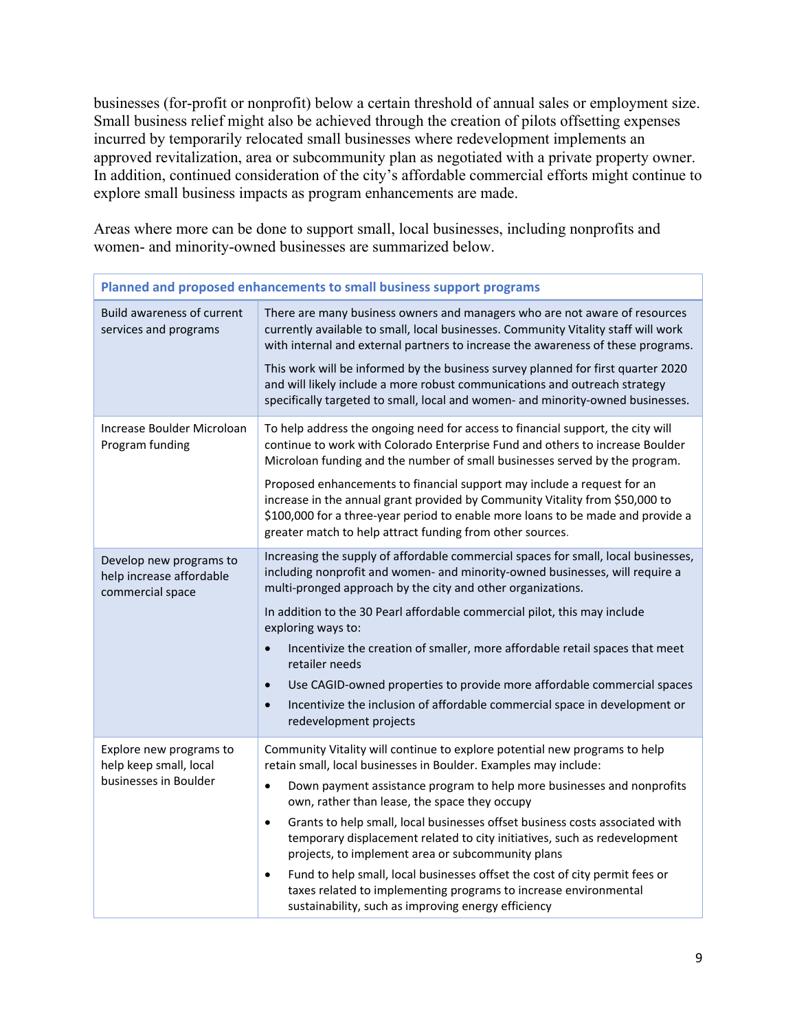businesses (for-profit or nonprofit) below a certain threshold of annual sales or employment size. Small business relief might also be achieved through the creation of pilots offsetting expenses incurred by temporarily relocated small businesses where redevelopment implements an approved revitalization, area or subcommunity plan as negotiated with a private property owner. In addition, continued consideration of the city's affordable commercial efforts might continue to explore small business impacts as program enhancements are made.

Areas where more can be done to support small, local businesses, including nonprofits and women- and minority-owned businesses are summarized below.

| Planned and proposed enhancements to small business support programs | |
|---|---|
| Build awareness of current services and programs | There are many business owners and managers who are not aware of resources currently available to small, local businesses. Community Vitality staff will work with internal and external partners to increase the awareness of these programs.<br><br>This work will be informed by the business survey planned for first quarter 2020 and will likely include a more robust communications and outreach strategy specifically targeted to small, local and women- and minority-owned businesses. |
| Increase Boulder Microloan Program funding | To help address the ongoing need for access to financial support, the city will continue to work with Colorado Enterprise Fund and others to increase Boulder Microloan funding and the number of small businesses served by the program.<br><br>Proposed enhancements to financial support may include a request for an increase in the annual grant provided by Community Vitality from $50,000 to $100,000 for a three-year period to enable more loans to be made and provide a greater match to help attract funding from other sources. |
| Develop new programs to help increase affordable commercial space | Increasing the supply of affordable commercial spaces for small, local businesses, including nonprofit and women- and minority-owned businesses, will require a multi-pronged approach by the city and other organizations.<br><br>In addition to the 30 Pearl affordable commercial pilot, this may include exploring ways to:<br>• Incentivize the creation of smaller, more affordable retail spaces that meet retailer needs<br>• Use CAGID-owned properties to provide more affordable commercial spaces<br>• Incentivize the inclusion of affordable commercial space in development or redevelopment projects |
| Explore new programs to help keep small, local businesses in Boulder | Community Vitality will continue to explore potential new programs to help retain small, local businesses in Boulder. Examples may include:<br>• Down payment assistance program to help more businesses and nonprofits own, rather than lease, the space they occupy<br>• Grants to help small, local businesses offset business costs associated with temporary displacement related to city initiatives, such as redevelopment projects, to implement area or subcommunity plans<br>• Fund to help small, local businesses offset the cost of city permit fees or taxes related to implementing programs to increase environmental sustainability, such as improving energy efficiency |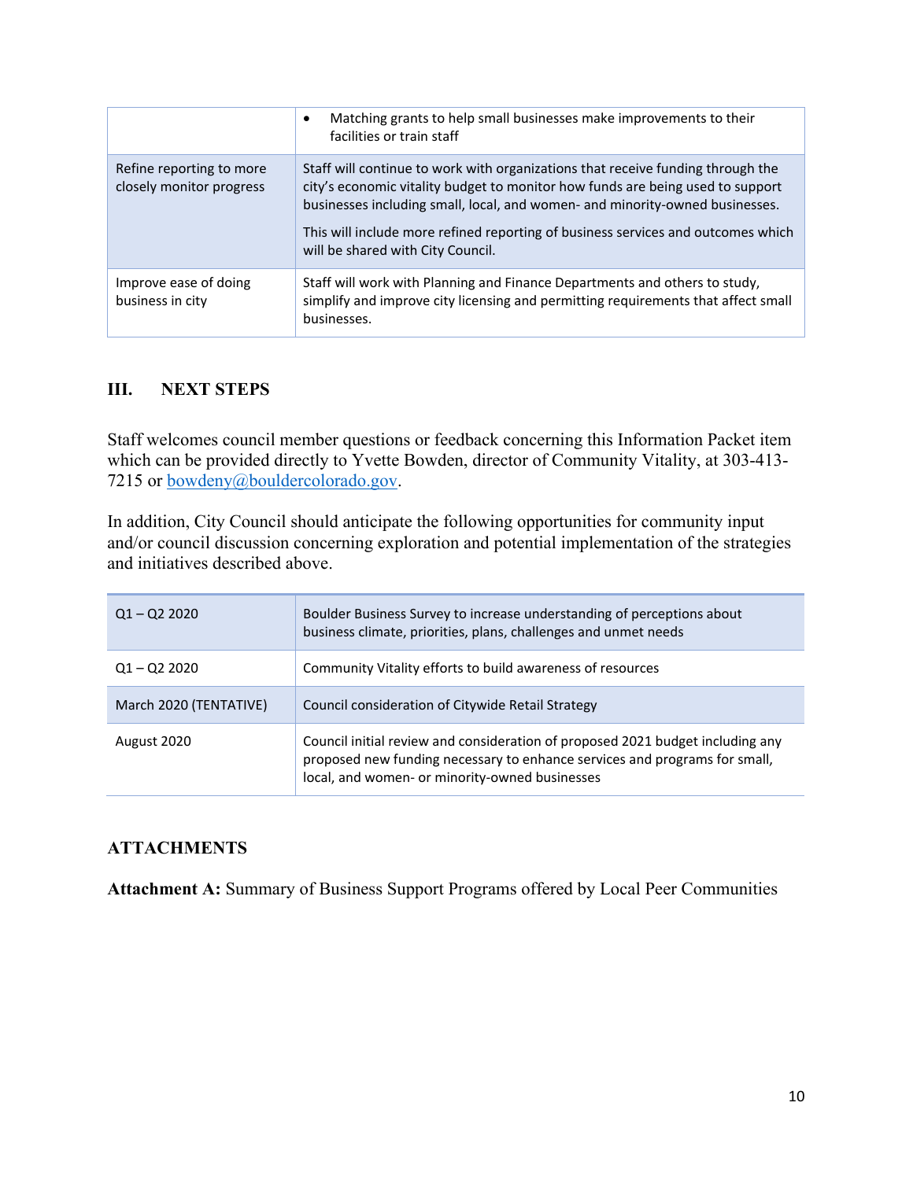|  |  |
|---|---|
|  | • Matching grants to help small businesses make improvements to their facilities or train staff |
| Refine reporting to more closely monitor progress | Staff will continue to work with organizations that receive funding through the city's economic vitality budget to monitor how funds are being used to support businesses including small, local, and women- and minority-owned businesses.<br><br>This will include more refined reporting of business services and outcomes which will be shared with City Council. |
| Improve ease of doing business in city | Staff will work with Planning and Finance Departments and others to study, simplify and improve city licensing and permitting requirements that affect small businesses. |

## III. NEXT STEPS

Staff welcomes council member questions or feedback concerning this Information Packet item which can be provided directly to Yvette Bowden, director of Community Vitality, at 303-413-7215 or bowdeny@bouldercolorado.gov.

In addition, City Council should anticipate the following opportunities for community input and/or council discussion concerning exploration and potential implementation of the strategies and initiatives described above.

|  |  |
|---|---|
| Q1 – Q2 2020 | Boulder Business Survey to increase understanding of perceptions about business climate, priorities, plans, challenges and unmet needs |
| Q1 – Q2 2020 | Community Vitality efforts to build awareness of resources |
| March 2020 (TENTATIVE) | Council consideration of Citywide Retail Strategy |
| August 2020 | Council initial review and consideration of proposed 2021 budget including any proposed new funding necessary to enhance services and programs for small, local, and women- or minority-owned businesses |

## ATTACHMENTS

**Attachment A:** Summary of Business Support Programs offered by Local Peer Communities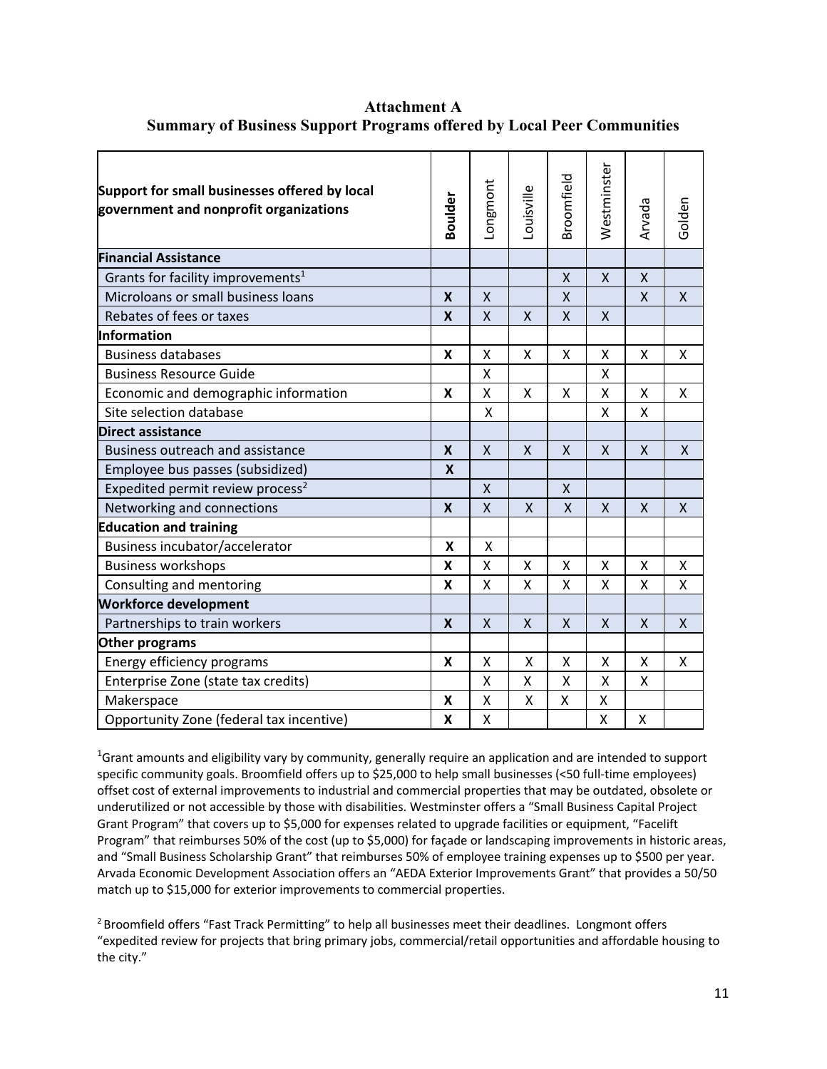**Attachment A**
**Summary of Business Support Programs offered by Local Peer Communities**

| Support for small businesses offered by local government and nonprofit organizations | **Boulder** | Longmont | Louisville | Broomfield | Westminster | Arvada | Golden |
|---|---|---|---|---|---|---|---|
| **Financial Assistance** | | | | | | | |
| Grants for facility improvements[1] | | | | X | X | X | |
| Microloans or small business loans | **X** | X | | X | | X | X |
| Rebates of fees or taxes | **X** | X | X | X | X | | |
| **Information** | | | | | | | |
| Business databases | **X** | X | X | X | X | X | X |
| Business Resource Guide | | X | | | X | | |
| Economic and demographic information | **X** | X | X | X | X | X | X |
| Site selection database | | X | | | X | X | |
| **Direct assistance** | | | | | | | |
| Business outreach and assistance | **X** | X | X | X | X | X | X |
| Employee bus passes (subsidized) | **X** | | | | | | |
| Expedited permit review process[2] | | X | | X | | | |
| Networking and connections | **X** | X | X | X | X | X | X |
| **Education and training** | | | | | | | |
| Business incubator/accelerator | **X** | X | | | | | |
| Business workshops | **X** | X | X | X | X | X | X |
| Consulting and mentoring | **X** | X | X | X | X | X | X |
| **Workforce development** | | | | | | | |
| Partnerships to train workers | **X** | X | X | X | X | X | X |
| **Other programs** | | | | | | | |
| Energy efficiency programs | **X** | X | X | X | X | X | X |
| Enterprise Zone (state tax credits) | | X | X | X | X | X | |
| Makerspace | **X** | X | X | X | X | | |
| Opportunity Zone (federal tax incentive) | **X** | X | | | X | X | |

[1]Grant amounts and eligibility vary by community, generally require an application and are intended to support specific community goals. Broomfield offers up to $25,000 to help small businesses (<50 full-time employees) offset cost of external improvements to industrial and commercial properties that may be outdated, obsolete or underutilized or not accessible by those with disabilities. Westminster offers a "Small Business Capital Project Grant Program" that covers up to $5,000 for expenses related to upgrade facilities or equipment, "Facelift Program" that reimburses 50% of the cost (up to $5,000) for façade or landscaping improvements in historic areas, and "Small Business Scholarship Grant" that reimburses 50% of employee training expenses up to $500 per year. Arvada Economic Development Association offers an "AEDA Exterior Improvements Grant" that provides a 50/50 match up to $15,000 for exterior improvements to commercial properties.

[2] Broomfield offers "Fast Track Permitting" to help all businesses meet their deadlines. Longmont offers "expedited review for projects that bring primary jobs, commercial/retail opportunities and affordable housing to the city."